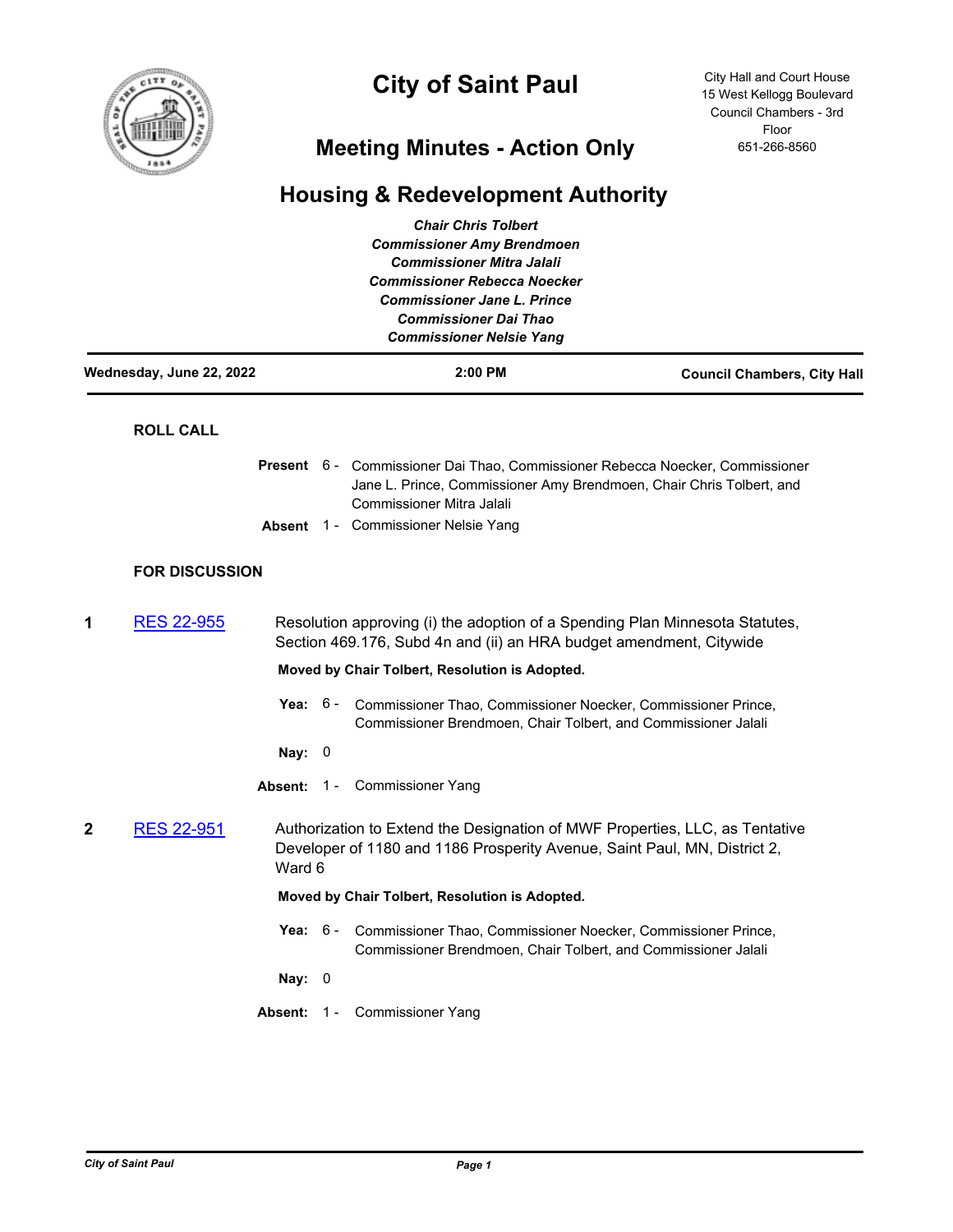# City of Saint Paul

City Hall and Court House
15 West Kellogg Boulevard
Council Chambers - 3rd Floor
651-266-8560

## Meeting Minutes - Action Only

## Housing & Redevelopment Authority

*Chair Chris Tolbert*
*Commissioner Amy Brendmoen*
*Commissioner Mitra Jalali*
*Commissioner Rebecca Noecker*
*Commissioner Jane L. Prince*
*Commissioner Dai Thao*
*Commissioner Nelsie Yang*

**Wednesday, June 22, 2022** **2:00 PM** **Council Chambers, City Hall**

### ROLL CALL

**Present** 6 - Commissioner Dai Thao, Commissioner Rebecca Noecker, Commissioner Jane L. Prince, Commissioner Amy Brendmoen, Chair Chris Tolbert, and Commissioner Mitra Jalali

**Absent** 1 - Commissioner Nelsie Yang

### FOR DISCUSSION

**1** RES 22-955 Resolution approving (i) the adoption of a Spending Plan Minnesota Statutes, Section 469.176, Subd 4n and (ii) an HRA budget amendment, Citywide

**Moved by Chair Tolbert, Resolution is Adopted.**

**Yea:** 6 - Commissioner Thao, Commissioner Noecker, Commissioner Prince, Commissioner Brendmoen, Chair Tolbert, and Commissioner Jalali

**Nay:** 0

**Absent:** 1 - Commissioner Yang

**2** RES 22-951 Authorization to Extend the Designation of MWF Properties, LLC, as Tentative Developer of 1180 and 1186 Prosperity Avenue, Saint Paul, MN, District 2, Ward 6

**Moved by Chair Tolbert, Resolution is Adopted.**

**Yea:** 6 - Commissioner Thao, Commissioner Noecker, Commissioner Prince, Commissioner Brendmoen, Chair Tolbert, and Commissioner Jalali

**Nay:** 0

**Absent:** 1 - Commissioner Yang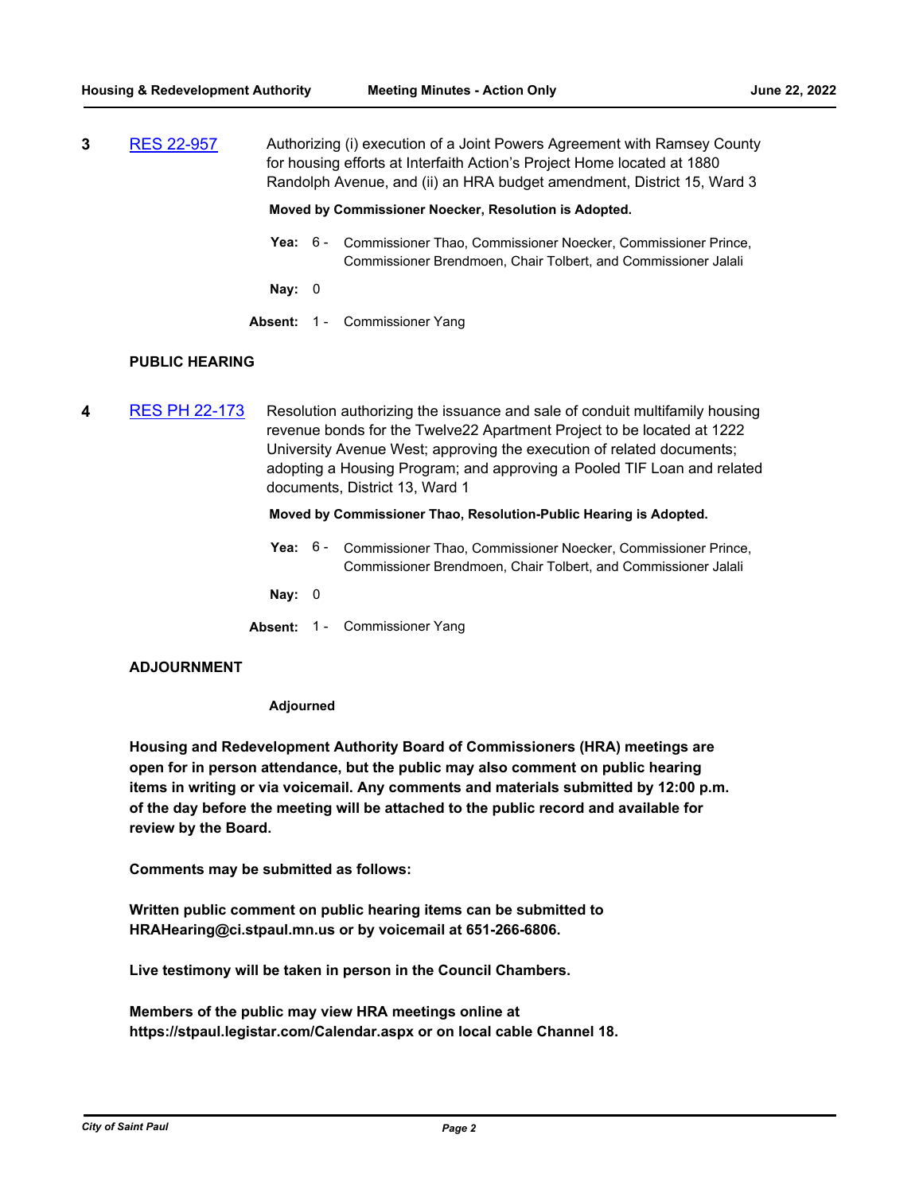**3** RES 22-957

Authorizing (i) execution of a Joint Powers Agreement with Ramsey County for housing efforts at Interfaith Action's Project Home located at 1880 Randolph Avenue, and (ii) an HRA budget amendment, District 15, Ward 3

**Moved by Commissioner Noecker, Resolution is Adopted.**

**Yea:** 6 - Commissioner Thao, Commissioner Noecker, Commissioner Prince, Commissioner Brendmoen, Chair Tolbert, and Commissioner Jalali

**Nay:** 0

**Absent:** 1 - Commissioner Yang

## PUBLIC HEARING

**4** RES PH 22-173

Resolution authorizing the issuance and sale of conduit multifamily housing revenue bonds for the Twelve22 Apartment Project to be located at 1222 University Avenue West; approving the execution of related documents; adopting a Housing Program; and approving a Pooled TIF Loan and related documents, District 13, Ward 1

**Moved by Commissioner Thao, Resolution-Public Hearing is Adopted.**

**Yea:** 6 - Commissioner Thao, Commissioner Noecker, Commissioner Prince, Commissioner Brendmoen, Chair Tolbert, and Commissioner Jalali

**Nay:** 0

**Absent:** 1 - Commissioner Yang

## ADJOURNMENT

**Adjourned**

**Housing and Redevelopment Authority Board of Commissioners (HRA) meetings are open for in person attendance, but the public may also comment on public hearing items in writing or via voicemail. Any comments and materials submitted by 12:00 p.m. of the day before the meeting will be attached to the public record and available for review by the Board.**

**Comments may be submitted as follows:**

**Written public comment on public hearing items can be submitted to HRAHearing@ci.stpaul.mn.us or by voicemail at 651-266-6806.**

**Live testimony will be taken in person in the Council Chambers.**

**Members of the public may view HRA meetings online at https://stpaul.legistar.com/Calendar.aspx or on local cable Channel 18.**